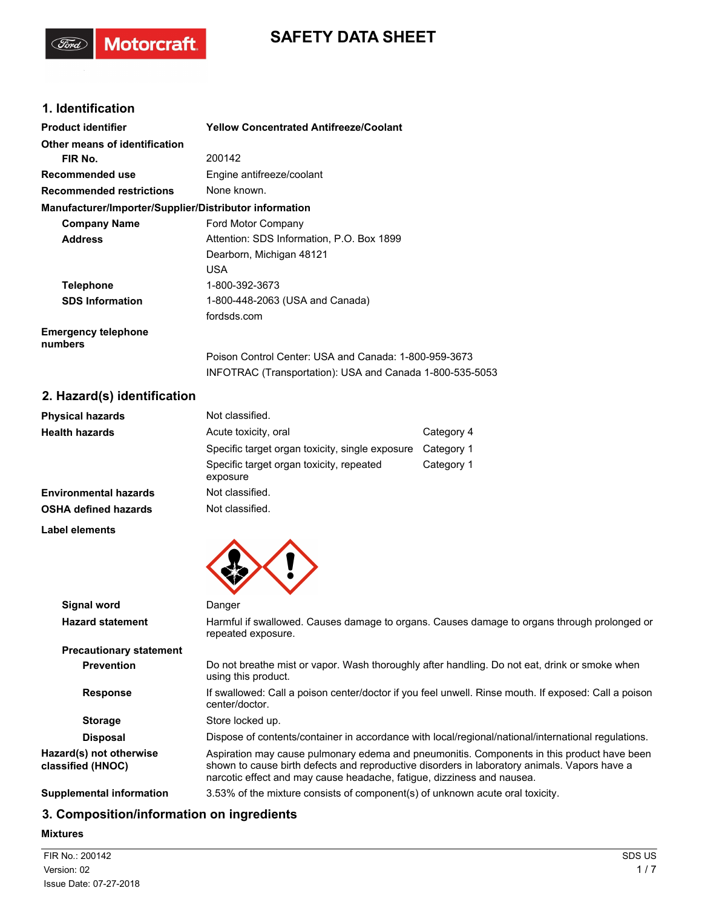# SAFETY DATA SHEET

## 1. Identification

| | |
|---|---|
| **Product identifier** | **Yellow Concentrated Antifreeze/Coolant** |
| **Other means of identification** | |
| **FIR No.** | 200142 |
| **Recommended use** | Engine antifreeze/coolant |
| **Recommended restrictions** | None known. |

**Manufacturer/Importer/Supplier/Distributor information**

| | |
|---|---|
| **Company Name** | Ford Motor Company |
| **Address** | Attention: SDS Information, P.O. Box 1899<br>Dearborn, Michigan 48121<br>USA |
| **Telephone** | 1-800-392-3673 |
| **SDS Information** | 1-800-448-2063 (USA and Canada)<br>fordsds.com |
| **Emergency telephone numbers** | Poison Control Center: USA and Canada: 1-800-959-3673<br>INFOTRAC (Transportation): USA and Canada 1-800-535-5053 |

## 2. Hazard(s) identification

| | | |
|---|---|---|
| **Physical hazards** | Not classified. | |
| **Health hazards** | Acute toxicity, oral | Category 4 |
| | Specific target organ toxicity, single exposure | Category 1 |
| | Specific target organ toxicity, repeated exposure | Category 1 |
| **Environmental hazards** | Not classified. | |
| **OSHA defined hazards** | Not classified. | |

**Label elements**

| | |
|---|---|
| **Signal word** | Danger |
| **Hazard statement** | Harmful if swallowed. Causes damage to organs. Causes damage to organs through prolonged or repeated exposure. |

**Precautionary statement**

| | |
|---|---|
| **Prevention** | Do not breathe mist or vapor. Wash thoroughly after handling. Do not eat, drink or smoke when using this product. |
| **Response** | If swallowed: Call a poison center/doctor if you feel unwell. Rinse mouth. If exposed: Call a poison center/doctor. |
| **Storage** | Store locked up. |
| **Disposal** | Dispose of contents/container in accordance with local/regional/national/international regulations. |
| **Hazard(s) not otherwise classified (HNOC)** | Aspiration may cause pulmonary edema and pneumonitis. Components in this product have been shown to cause birth defects and reproductive disorders in laboratory animals. Vapors have a narcotic effect and may cause headache, fatigue, dizziness and nausea. |
| **Supplemental information** | 3.53% of the mixture consists of component(s) of unknown acute oral toxicity. |

## 3. Composition/information on ingredients

**Mixtures**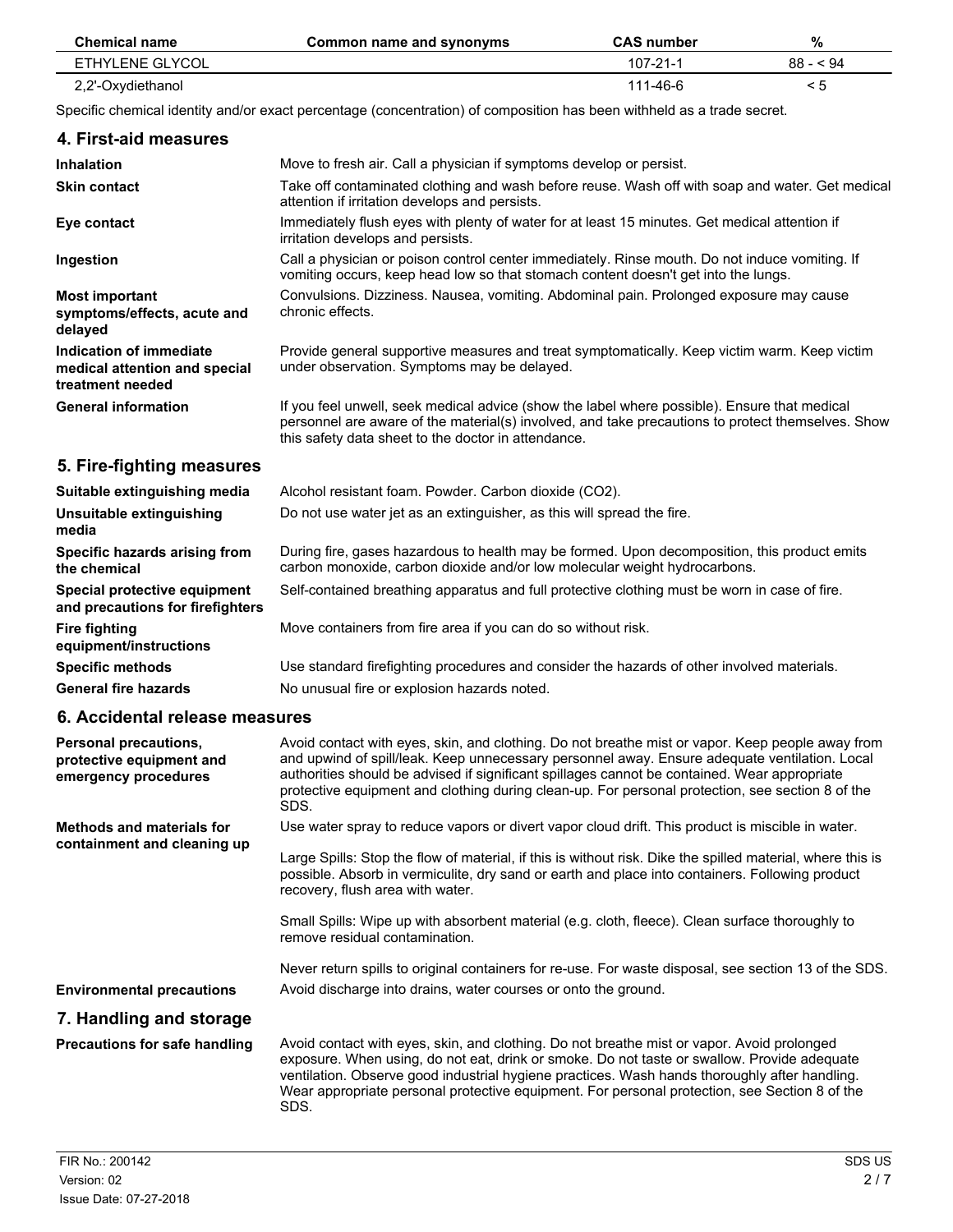| Chemical name | Common name and synonyms | CAS number | % |
| --- | --- | --- | --- |
| ETHYLENE GLYCOL | | 107-21-1 | 88 - < 94 |
| 2,2'-Oxydiethanol | | 111-46-6 | < 5 |

Specific chemical identity and/or exact percentage (concentration) of composition has been withheld as a trade secret.

## 4. First-aid measures

**Inhalation**
Move to fresh air. Call a physician if symptoms develop or persist.

**Skin contact**
Take off contaminated clothing and wash before reuse. Wash off with soap and water. Get medical attention if irritation develops and persists.

**Eye contact**
Immediately flush eyes with plenty of water for at least 15 minutes. Get medical attention if irritation develops and persists.

**Ingestion**
Call a physician or poison control center immediately. Rinse mouth. Do not induce vomiting. If vomiting occurs, keep head low so that stomach content doesn't get into the lungs.

**Most important symptoms/effects, acute and delayed**
Convulsions. Dizziness. Nausea, vomiting. Abdominal pain. Prolonged exposure may cause chronic effects.

**Indication of immediate medical attention and special treatment needed**
Provide general supportive measures and treat symptomatically. Keep victim warm. Keep victim under observation. Symptoms may be delayed.

**General information**
If you feel unwell, seek medical advice (show the label where possible). Ensure that medical personnel are aware of the material(s) involved, and take precautions to protect themselves. Show this safety data sheet to the doctor in attendance.

## 5. Fire-fighting measures

**Suitable extinguishing media**
Alcohol resistant foam. Powder. Carbon dioxide ($CO_2$).

**Unsuitable extinguishing media**
Do not use water jet as an extinguisher, as this will spread the fire.

**Specific hazards arising from the chemical**
During fire, gases hazardous to health may be formed. Upon decomposition, this product emits carbon monoxide, carbon dioxide and/or low molecular weight hydrocarbons.

**Special protective equipment and precautions for firefighters**
Self-contained breathing apparatus and full protective clothing must be worn in case of fire.

**Fire fighting equipment/instructions**
Move containers from fire area if you can do so without risk.

**Specific methods**
Use standard firefighting procedures and consider the hazards of other involved materials.

**General fire hazards**
No unusual fire or explosion hazards noted.

## 6. Accidental release measures

**Personal precautions, protective equipment and emergency procedures**
Avoid contact with eyes, skin, and clothing. Do not breathe mist or vapor. Keep people away from and upwind of spill/leak. Keep unnecessary personnel away. Ensure adequate ventilation. Local authorities should be advised if significant spillages cannot be contained. Wear appropriate protective equipment and clothing during clean-up. For personal protection, see section 8 of the SDS.

**Methods and materials for containment and cleaning up**
Use water spray to reduce vapors or divert vapor cloud drift. This product is miscible in water.

Large Spills: Stop the flow of material, if this is without risk. Dike the spilled material, where this is possible. Absorb in vermiculite, dry sand or earth and place into containers. Following product recovery, flush area with water.

Small Spills: Wipe up with absorbent material (e.g. cloth, fleece). Clean surface thoroughly to remove residual contamination.

Never return spills to original containers for re-use. For waste disposal, see section 13 of the SDS.

**Environmental precautions**
Avoid discharge into drains, water courses or onto the ground.

## 7. Handling and storage

**Precautions for safe handling**
Avoid contact with eyes, skin, and clothing. Do not breathe mist or vapor. Avoid prolonged exposure. When using, do not eat, drink or smoke. Do not taste or swallow. Provide adequate ventilation. Observe good industrial hygiene practices. Wash hands thoroughly after handling. Wear appropriate personal protective equipment. For personal protection, see Section 8 of the SDS.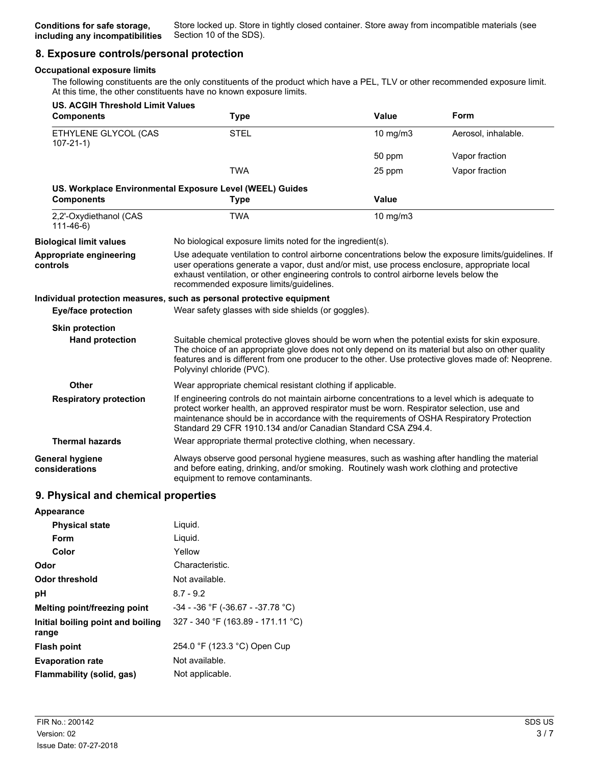**Conditions for safe storage, including any incompatibilities** Store locked up. Store in tightly closed container. Store away from incompatible materials (see Section 10 of the SDS).

## 8. Exposure controls/personal protection

### Occupational exposure limits

The following constituents are the only constituents of the product which have a PEL, TLV or other recommended exposure limit. At this time, the other constituents have no known exposure limits.

**US. ACGIH Threshold Limit Values**

| Components | Type | Value | Form |
|---|---|---|---|
| ETHYLENE GLYCOL (CAS 107-21-1) | STEL | 10 mg/m3 | Aerosol, inhalable. |
| | | 50 ppm | Vapor fraction |
| | TWA | 25 ppm | Vapor fraction |

**US. Workplace Environmental Exposure Level (WEEL) Guides**

| Components | Type | Value |
|---|---|---|
| 2,2'-Oxydiethanol (CAS 111-46-6) | TWA | 10 mg/m3 |

**Biological limit values** No biological exposure limits noted for the ingredient(s).

**Appropriate engineering controls** Use adequate ventilation to control airborne concentrations below the exposure limits/guidelines. If user operations generate a vapor, dust and/or mist, use process enclosure, appropriate local exhaust ventilation, or other engineering controls to control airborne levels below the recommended exposure limits/guidelines.

### Individual protection measures, such as personal protective equipment

**Eye/face protection** Wear safety glasses with side shields (or goggles).

**Skin protection**

**Hand protection** Suitable chemical protective gloves should be worn when the potential exists for skin exposure. The choice of an appropriate glove does not only depend on its material but also on other quality features and is different from one producer to the other. Use protective gloves made of: Neoprene. Polyvinyl chloride (PVC).

**Other** Wear appropriate chemical resistant clothing if applicable.

**Respiratory protection** If engineering controls do not maintain airborne concentrations to a level which is adequate to protect worker health, an approved respirator must be worn. Respirator selection, use and maintenance should be in accordance with the requirements of OSHA Respiratory Protection Standard 29 CFR 1910.134 and/or Canadian Standard CSA Z94.4.

**Thermal hazards** Wear appropriate thermal protective clothing, when necessary.

**General hygiene considerations** Always observe good personal hygiene measures, such as washing after handling the material and before eating, drinking, and/or smoking. Routinely wash work clothing and protective equipment to remove contaminants.

## 9. Physical and chemical properties

**Appearance**

| | |
|---|---|
| **Physical state** | Liquid. |
| **Form** | Liquid. |
| **Color** | Yellow |
| **Odor** | Characteristic. |
| **Odor threshold** | Not available. |
| **pH** | 8.7 - 9.2 |
| **Melting point/freezing point** | -34 - -36 °F (-36.67 - -37.78 °C) |
| **Initial boiling point and boiling range** | 327 - 340 °F (163.89 - 171.11 °C) |
| **Flash point** | 254.0 °F (123.3 °C) Open Cup |
| **Evaporation rate** | Not available. |
| **Flammability (solid, gas)** | Not applicable. |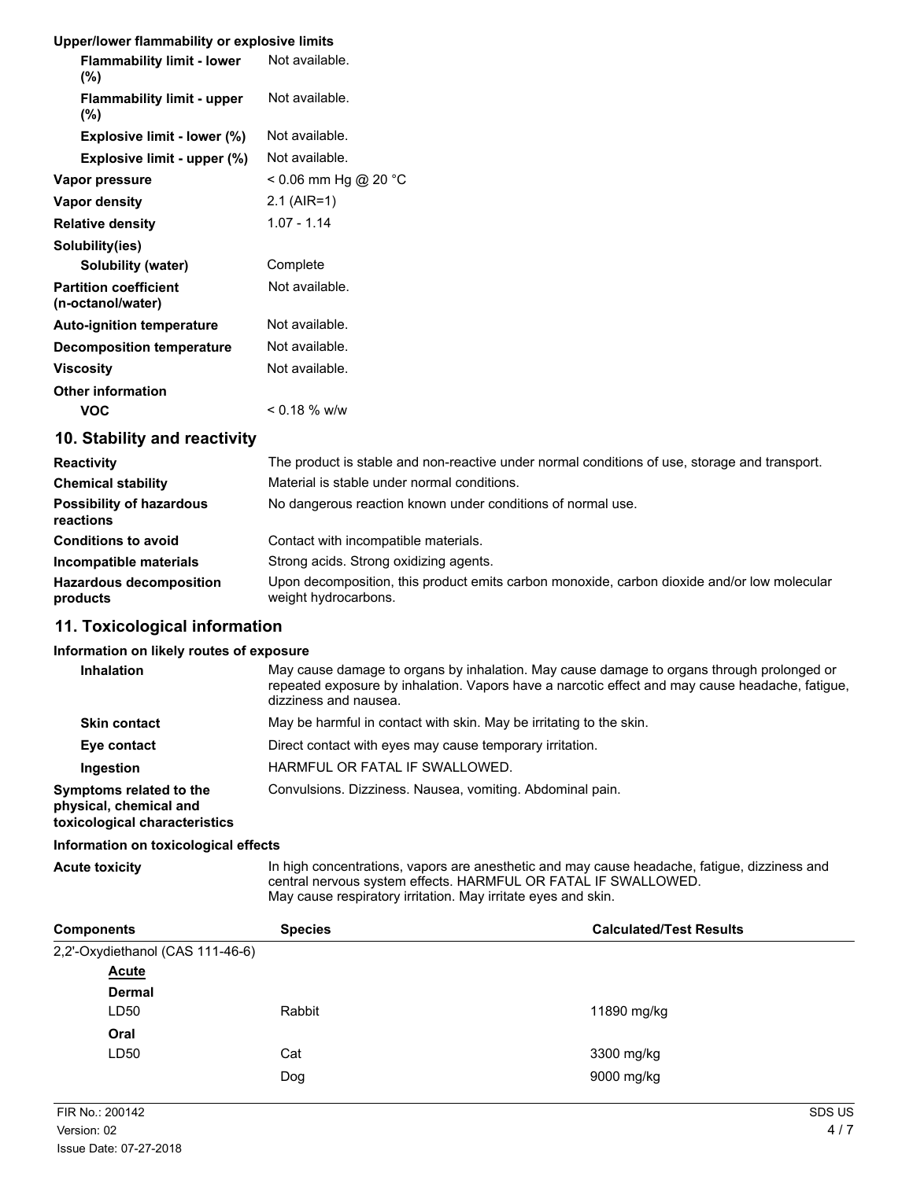**Upper/lower flammability or explosive limits**

| | |
|---|---|
| **Flammability limit - lower (%)** | Not available. |
| **Flammability limit - upper (%)** | Not available. |
| **Explosive limit - lower (%)** | Not available. |
| **Explosive limit - upper (%)** | Not available. |
| **Vapor pressure** | < 0.06 mm Hg @ 20 °C |
| **Vapor density** | 2.1 (AIR=1) |
| **Relative density** | 1.07 - 1.14 |
| **Solubility(ies)** | |
| **Solubility (water)** | Complete |
| **Partition coefficient (n-octanol/water)** | Not available. |
| **Auto-ignition temperature** | Not available. |
| **Decomposition temperature** | Not available. |
| **Viscosity** | Not available. |
| **Other information** | |
| **VOC** | < 0.18 % w/w |

## 10. Stability and reactivity

| | |
|---|---|
| **Reactivity** | The product is stable and non-reactive under normal conditions of use, storage and transport. |
| **Chemical stability** | Material is stable under normal conditions. |
| **Possibility of hazardous reactions** | No dangerous reaction known under conditions of normal use. |
| **Conditions to avoid** | Contact with incompatible materials. |
| **Incompatible materials** | Strong acids. Strong oxidizing agents. |
| **Hazardous decomposition products** | Upon decomposition, this product emits carbon monoxide, carbon dioxide and/or low molecular weight hydrocarbons. |

## 11. Toxicological information

**Information on likely routes of exposure**

| | |
|---|---|
| **Inhalation** | May cause damage to organs by inhalation. May cause damage to organs through prolonged or repeated exposure by inhalation. Vapors have a narcotic effect and may cause headache, fatigue, dizziness and nausea. |
| **Skin contact** | May be harmful in contact with skin. May be irritating to the skin. |
| **Eye contact** | Direct contact with eyes may cause temporary irritation. |
| **Ingestion** | HARMFUL OR FATAL IF SWALLOWED. |
| **Symptoms related to the physical, chemical and toxicological characteristics** | Convulsions. Dizziness. Nausea, vomiting. Abdominal pain. |

**Information on toxicological effects**

| | |
|---|---|
| **Acute toxicity** | In high concentrations, vapors are anesthetic and may cause headache, fatigue, dizziness and central nervous system effects. HARMFUL OR FATAL IF SWALLOWED. May cause respiratory irritation. May irritate eyes and skin. |

| Components | Species | Calculated/Test Results |
|---|---|---|
| 2,2'-Oxydiethanol (CAS 111-46-6) | | |
| Acute | | |
| **Dermal** | | |
| LD50 | Rabbit | 11890 mg/kg |
| **Oral** | | |
| LD50 | Cat | 3300 mg/kg |
| | Dog | 9000 mg/kg |

FIR No.: 200142
Version: 02
Issue Date: 07-27-2018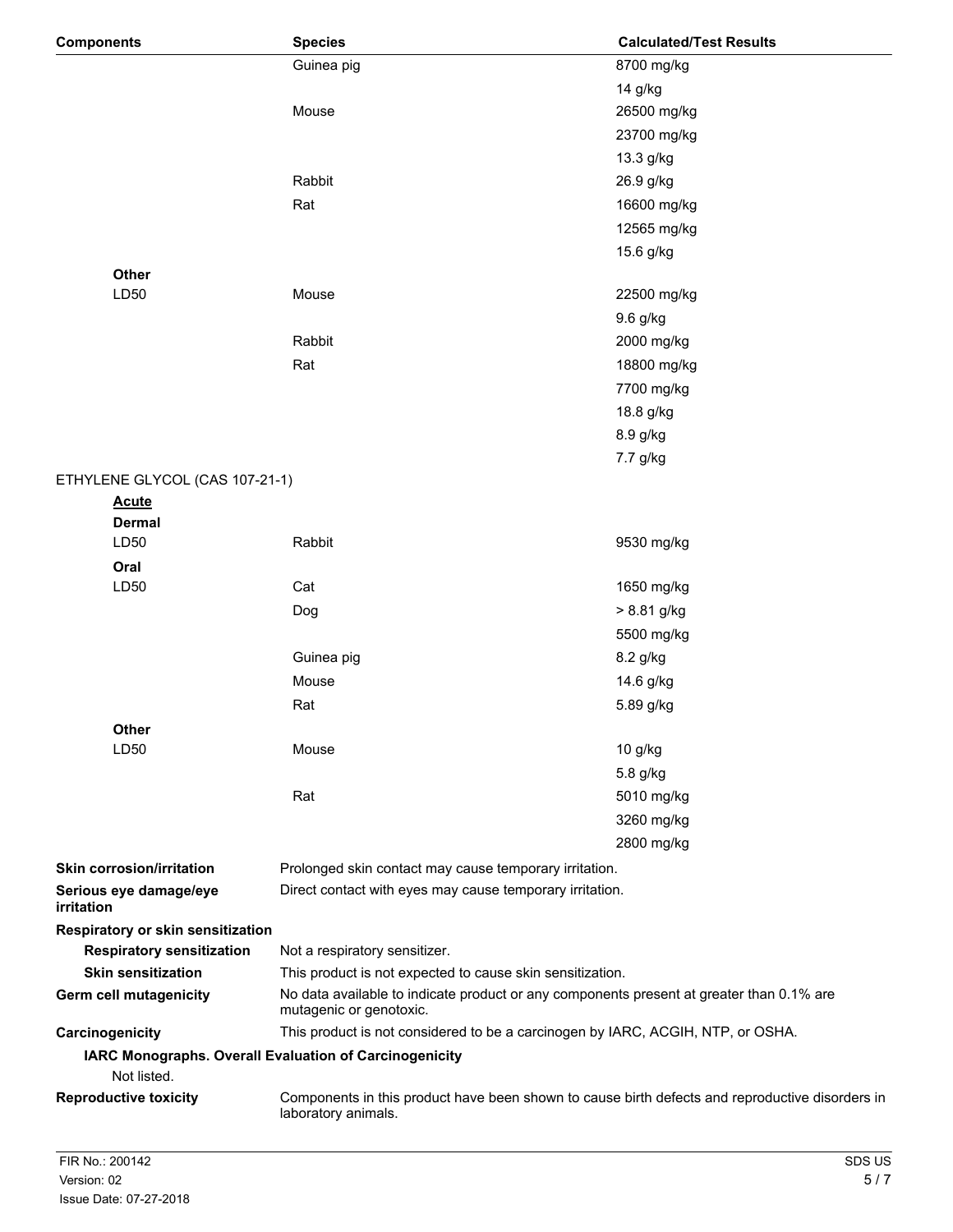| Components | Species | Calculated/Test Results |
|---|---|---|
| | Guinea pig | 8700 mg/kg |
| | | 14 g/kg |
| | Mouse | 26500 mg/kg |
| | | 23700 mg/kg |
| | | 13.3 g/kg |
| | Rabbit | 26.9 g/kg |
| | Rat | 16600 mg/kg |
| | | 12565 mg/kg |
| | | 15.6 g/kg |
| **Other** | | |
| LD50 | Mouse | 22500 mg/kg |
| | | 9.6 g/kg |
| | Rabbit | 2000 mg/kg |
| | Rat | 18800 mg/kg |
| | | 7700 mg/kg |
| | | 18.8 g/kg |
| | | 8.9 g/kg |
| | | 7.7 g/kg |
| ETHYLENE GLYCOL (CAS 107-21-1) | | |
| **Acute** | | |
| **Dermal** | | |
| LD50 | Rabbit | 9530 mg/kg |
| **Oral** | | |
| LD50 | Cat | 1650 mg/kg |
| | Dog | > 8.81 g/kg |
| | | 5500 mg/kg |
| | Guinea pig | 8.2 g/kg |
| | Mouse | 14.6 g/kg |
| | Rat | 5.89 g/kg |
| **Other** | | |
| LD50 | Mouse | 10 g/kg |
| | | 5.8 g/kg |
| | Rat | 5010 mg/kg |
| | | 3260 mg/kg |
| | | 2800 mg/kg |

**Skin corrosion/irritation** Prolonged skin contact may cause temporary irritation.

**Serious eye damage/eye irritation** Direct contact with eyes may cause temporary irritation.

**Respiratory or skin sensitization**

**Respiratory sensitization** Not a respiratory sensitizer.

**Skin sensitization** This product is not expected to cause skin sensitization.

**Germ cell mutagenicity** No data available to indicate product or any components present at greater than 0.1% are mutagenic or genotoxic.

**Carcinogenicity** This product is not considered to be a carcinogen by IARC, ACGIH, NTP, or OSHA.

**IARC Monographs. Overall Evaluation of Carcinogenicity**

Not listed.

**Reproductive toxicity** Components in this product have been shown to cause birth defects and reproductive disorders in laboratory animals.

FIR No.: 200142
Version: 02
Issue Date: 07-27-2018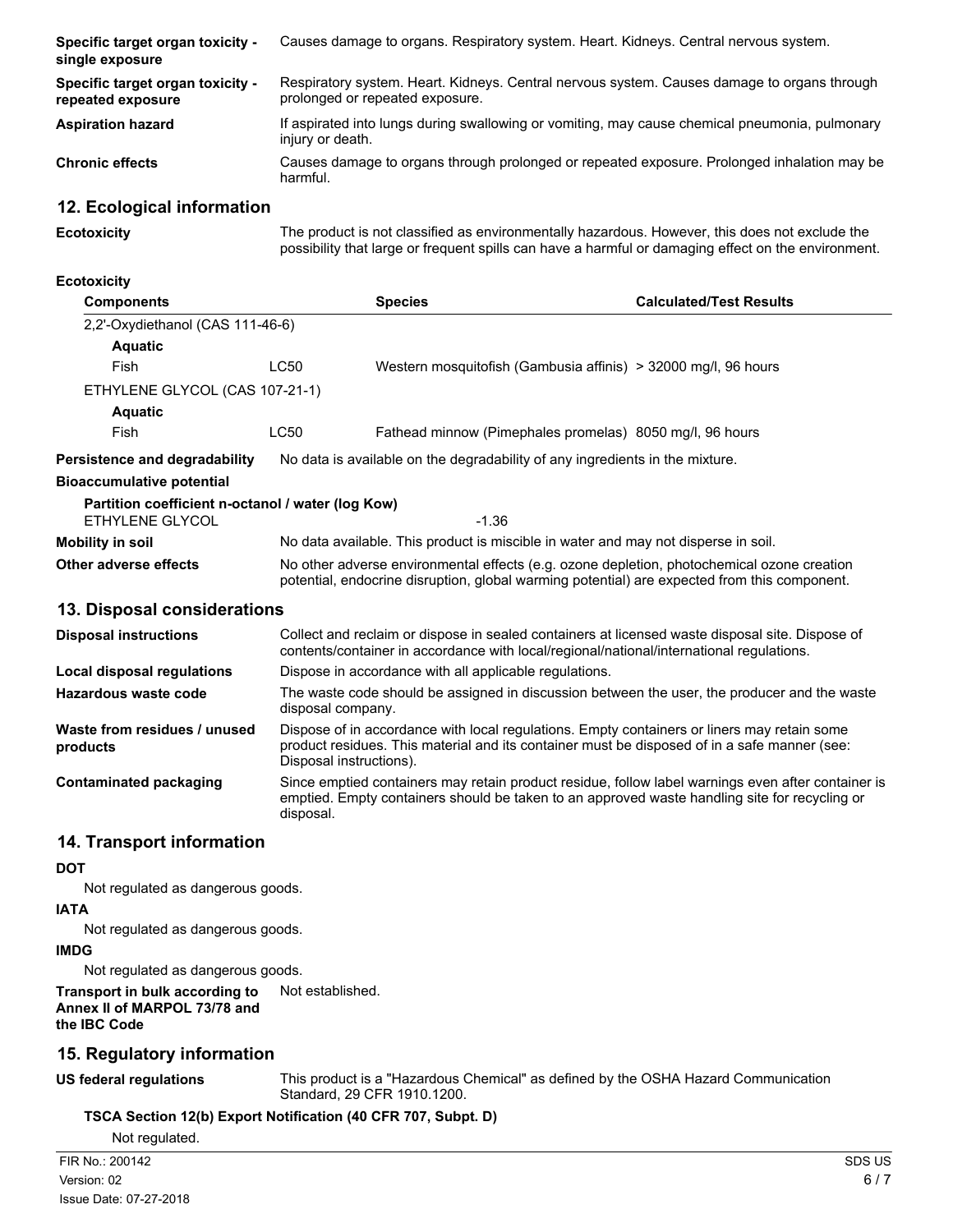**Specific target organ toxicity - single exposure** Causes damage to organs. Respiratory system. Heart. Kidneys. Central nervous system.

**Specific target organ toxicity - repeated exposure** Respiratory system. Heart. Kidneys. Central nervous system. Causes damage to organs through prolonged or repeated exposure.

**Aspiration hazard** If aspirated into lungs during swallowing or vomiting, may cause chemical pneumonia, pulmonary injury or death.

**Chronic effects** Causes damage to organs through prolonged or repeated exposure. Prolonged inhalation may be harmful.

## 12. Ecological information

**Ecotoxicity** The product is not classified as environmentally hazardous. However, this does not exclude the possibility that large or frequent spills can have a harmful or damaging effect on the environment.

**Ecotoxicity**

| Components | | Species | Calculated/Test Results |
|---|---|---|---|
| 2,2'-Oxydiethanol (CAS 111-46-6) | | | |
| **Aquatic** | | | |
| Fish | LC50 | Western mosquitofish (Gambusia affinis) | > 32000 mg/l, 96 hours |
| ETHYLENE GLYCOL (CAS 107-21-1) | | | |
| **Aquatic** | | | |
| Fish | LC50 | Fathead minnow (Pimephales promelas) | 8050 mg/l, 96 hours |

**Persistence and degradability** No data is available on the degradability of any ingredients in the mixture.

**Bioaccumulative potential**

**Partition coefficient n-octanol / water (log Kow)**

ETHYLENE GLYCOL -1.36

**Mobility in soil** No data available. This product is miscible in water and may not disperse in soil.

**Other adverse effects** No other adverse environmental effects (e.g. ozone depletion, photochemical ozone creation potential, endocrine disruption, global warming potential) are expected from this component.

## 13. Disposal considerations

**Disposal instructions** Collect and reclaim or dispose in sealed containers at licensed waste disposal site. Dispose of contents/container in accordance with local/regional/national/international regulations.

**Local disposal regulations** Dispose in accordance with all applicable regulations.

**Hazardous waste code** The waste code should be assigned in discussion between the user, the producer and the waste disposal company.

**Waste from residues / unused products** Dispose of in accordance with local regulations. Empty containers or liners may retain some product residues. This material and its container must be disposed of in a safe manner (see: Disposal instructions).

**Contaminated packaging** Since emptied containers may retain product residue, follow label warnings even after container is emptied. Empty containers should be taken to an approved waste handling site for recycling or disposal.

## 14. Transport information

**DOT**

Not regulated as dangerous goods.

**IATA**

Not regulated as dangerous goods.

**IMDG**

Not regulated as dangerous goods.

**Transport in bulk according to Annex II of MARPOL 73/78 and the IBC Code** Not established.

## 15. Regulatory information

**US federal regulations** This product is a "Hazardous Chemical" as defined by the OSHA Hazard Communication Standard, 29 CFR 1910.1200.

**TSCA Section 12(b) Export Notification (40 CFR 707, Subpt. D)**

Not regulated.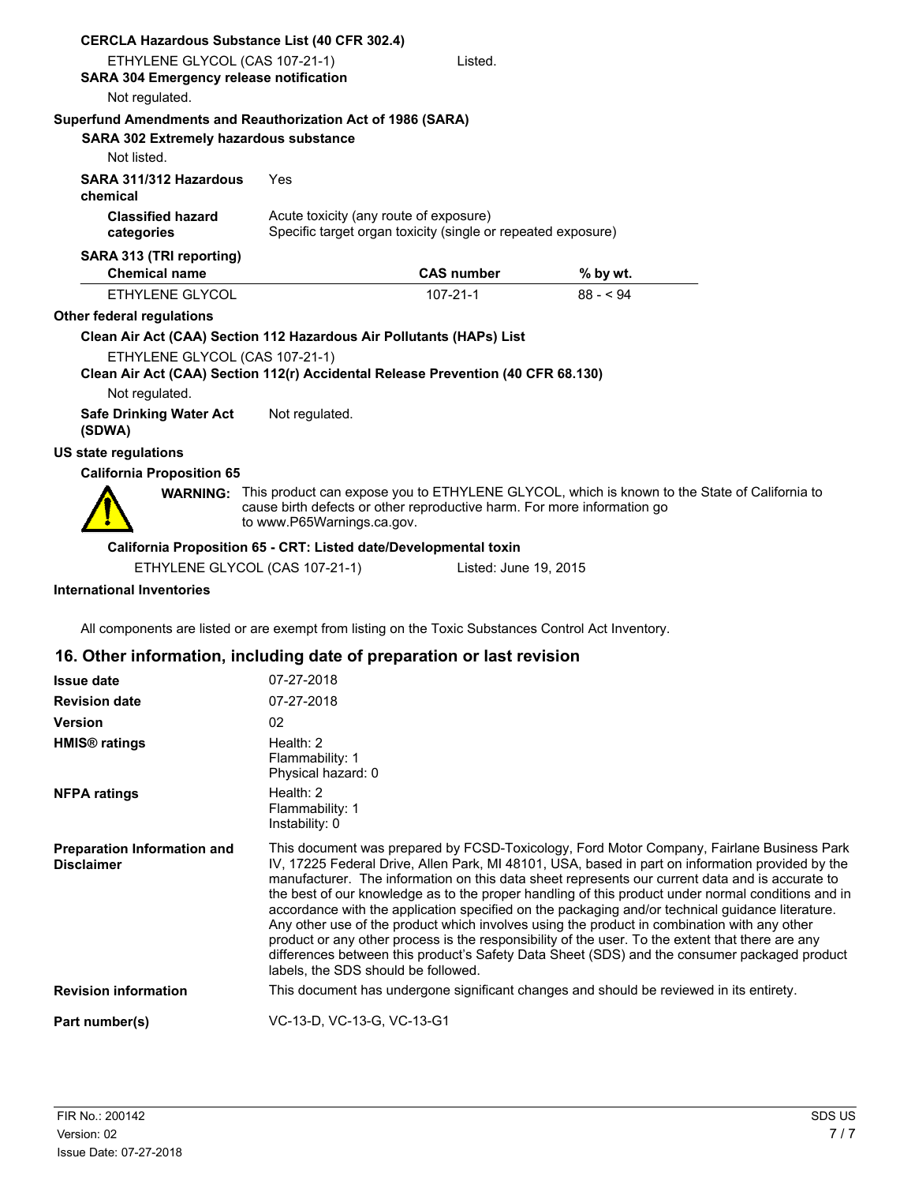**CERCLA Hazardous Substance List (40 CFR 302.4)**

ETHYLENE GLYCOL (CAS 107-21-1) Listed.

**SARA 304 Emergency release notification**

Not regulated.

**Superfund Amendments and Reauthorization Act of 1986 (SARA)**

**SARA 302 Extremely hazardous substance**

Not listed.

**SARA 311/312 Hazardous chemical** Yes

**Classified hazard categories** Acute toxicity (any route of exposure)
Specific target organ toxicity (single or repeated exposure)

**SARA 313 (TRI reporting)**

| Chemical name | CAS number | % by wt. |
|---|---|---|
| ETHYLENE GLYCOL | 107-21-1 | 88 - < 94 |

**Other federal regulations**

**Clean Air Act (CAA) Section 112 Hazardous Air Pollutants (HAPs) List**

ETHYLENE GLYCOL (CAS 107-21-1)

**Clean Air Act (CAA) Section 112(r) Accidental Release Prevention (40 CFR 68.130)**

Not regulated.

**Safe Drinking Water Act (SDWA)** Not regulated.

**US state regulations**

**California Proposition 65**

**WARNING:** This product can expose you to ETHYLENE GLYCOL, which is known to the State of California to cause birth defects or other reproductive harm. For more information go to www.P65Warnings.ca.gov.

**California Proposition 65 - CRT: Listed date/Developmental toxin**

ETHYLENE GLYCOL (CAS 107-21-1) Listed: June 19, 2015

**International Inventories**

All components are listed or are exempt from listing on the Toxic Substances Control Act Inventory.

## 16. Other information, including date of preparation or last revision

**Issue date** 07-27-2018

**Revision date** 07-27-2018

**Version** 02

**HMIS® ratings** Health: 2
Flammability: 1
Physical hazard: 0

**NFPA ratings** Health: 2
Flammability: 1
Instability: 0

**Preparation Information and Disclaimer** This document was prepared by FCSD-Toxicology, Ford Motor Company, Fairlane Business Park IV, 17225 Federal Drive, Allen Park, MI 48101, USA, based in part on information provided by the manufacturer. The information on this data sheet represents our current data and is accurate to the best of our knowledge as to the proper handling of this product under normal conditions and in accordance with the application specified on the packaging and/or technical guidance literature. Any other use of the product which involves using the product in combination with any other product or any other process is the responsibility of the user. To the extent that there are any differences between this product's Safety Data Sheet (SDS) and the consumer packaged product labels, the SDS should be followed.

**Revision information** This document has undergone significant changes and should be reviewed in its entirety.

**Part number(s)** VC-13-D, VC-13-G, VC-13-G1